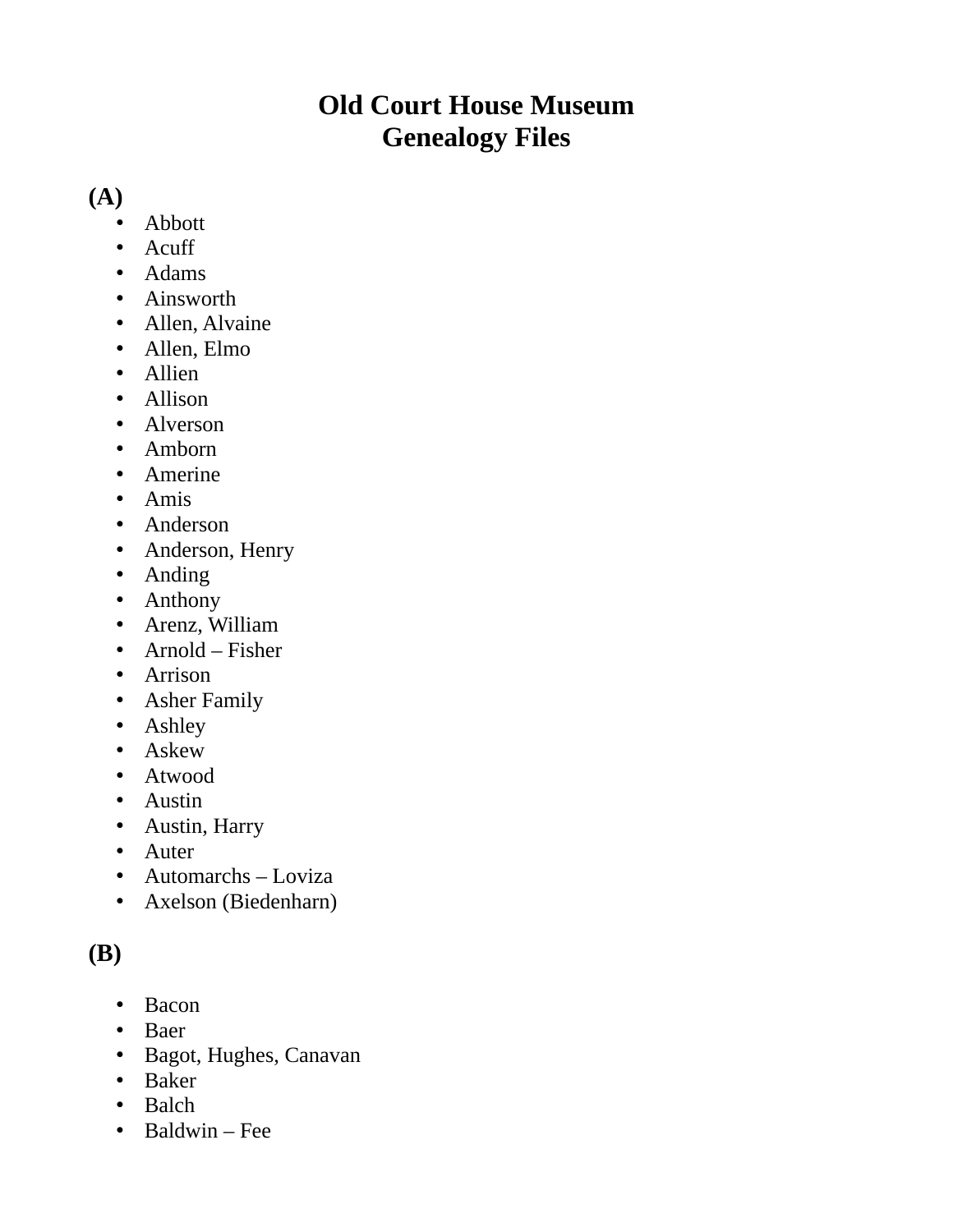# Old Court House Museum
# Genealogy Files

## (A)

- Abbott
- Acuff
- Adams
- Ainsworth
- Allen, Alvaine
- Allen, Elmo
- Allien
- Allison
- Alverson
- Amborn
- Amerine
- Amis
- Anderson
- Anderson, Henry
- Anding
- Anthony
- Arenz, William
- Arnold – Fisher
- Arrison
- Asher Family
- Ashley
- Askew
- Atwood
- Austin
- Austin, Harry
- Auter
- Automarchs – Loviza
- Axelson (Biedenharn)

## (B)

- Bacon
- Baer
- Bagot, Hughes, Canavan
- Baker
- Balch
- Baldwin – Fee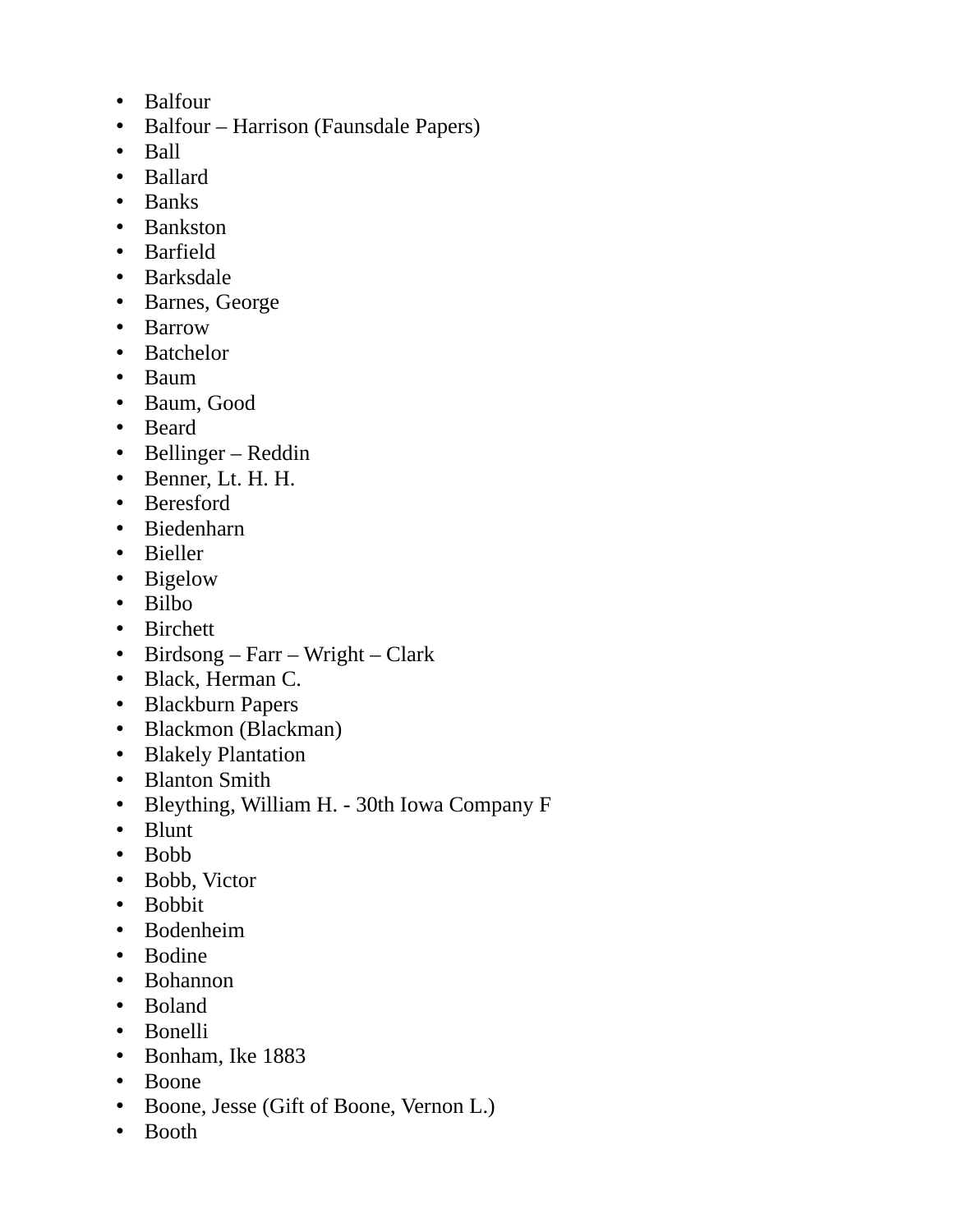- Balfour
- Balfour – Harrison (Faunsdale Papers)
- Ball
- Ballard
- Banks
- Bankston
- Barfield
- Barksdale
- Barnes, George
- Barrow
- Batchelor
- Baum
- Baum, Good
- Beard
- Bellinger – Reddin
- Benner, Lt. H. H.
- Beresford
- Biedenharn
- Bieller
- Bigelow
- Bilbo
- Birchett
- Birdsong – Farr – Wright – Clark
- Black, Herman C.
- Blackburn Papers
- Blackmon (Blackman)
- Blakely Plantation
- Blanton Smith
- Bleything, William H. - 30th Iowa Company F
- Blunt
- Bobb
- Bobb, Victor
- Bobbit
- Bodenheim
- Bodine
- Bohannon
- Boland
- Bonelli
- Bonham, Ike 1883
- Boone
- Boone, Jesse (Gift of Boone, Vernon L.)
- Booth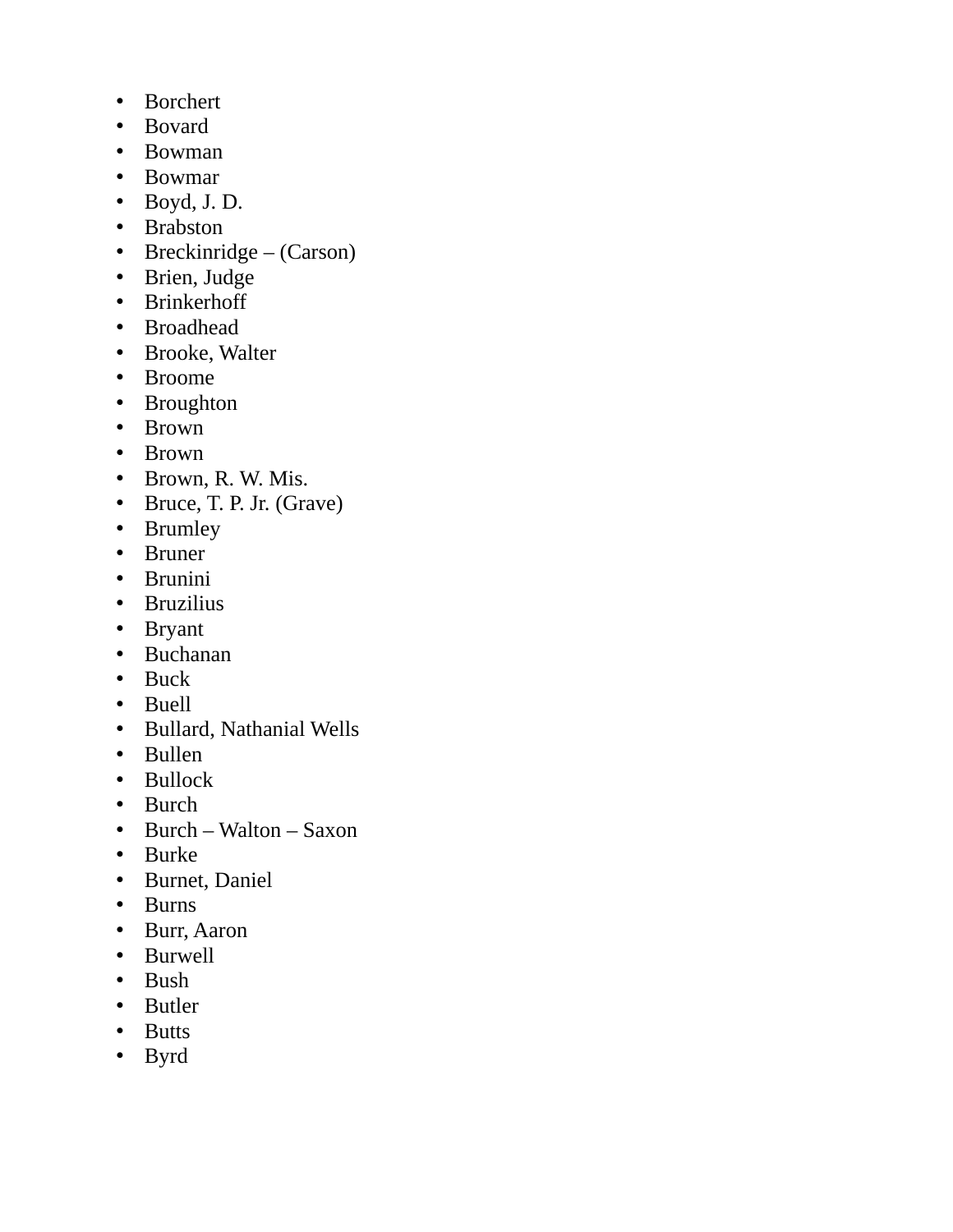- Borchert
- Bovard
- Bowman
- Bowmar
- Boyd, J. D.
- Brabston
- Breckinridge – (Carson)
- Brien, Judge
- Brinkerhoff
- Broadhead
- Brooke, Walter
- Broome
- Broughton
- Brown
- Brown
- Brown, R. W. Mis.
- Bruce, T. P. Jr. (Grave)
- Brumley
- Bruner
- Brunini
- Bruzilius
- Bryant
- Buchanan
- Buck
- Buell
- Bullard, Nathanial Wells
- Bullen
- Bullock
- Burch
- Burch – Walton – Saxon
- Burke
- Burnet, Daniel
- Burns
- Burr, Aaron
- Burwell
- Bush
- Butler
- Butts
- Byrd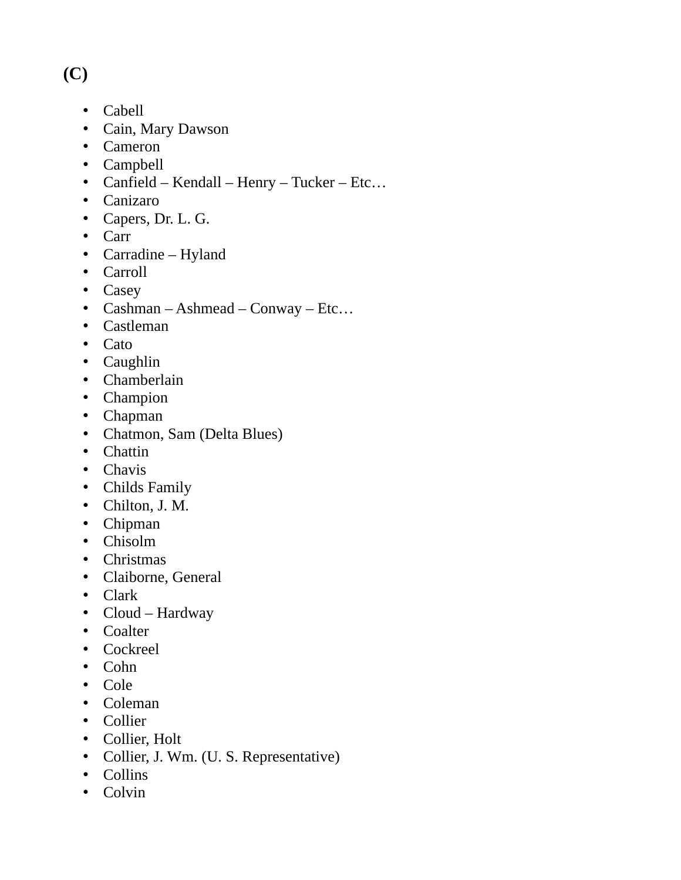**(C)**

- Cabell
- Cain, Mary Dawson
- Cameron
- Campbell
- Canfield – Kendall – Henry – Tucker – Etc…
- Canizaro
- Capers, Dr. L. G.
- Carr
- Carradine – Hyland
- Carroll
- Casey
- Cashman – Ashmead – Conway – Etc…
- Castleman
- Cato
- Caughlin
- Chamberlain
- Champion
- Chapman
- Chatmon, Sam (Delta Blues)
- Chattin
- Chavis
- Childs Family
- Chilton, J. M.
- Chipman
- Chisolm
- Christmas
- Claiborne, General
- Clark
- Cloud – Hardway
- Coalter
- Cockreel
- Cohn
- Cole
- Coleman
- Collier
- Collier, Holt
- Collier, J. Wm. (U. S. Representative)
- Collins
- Colvin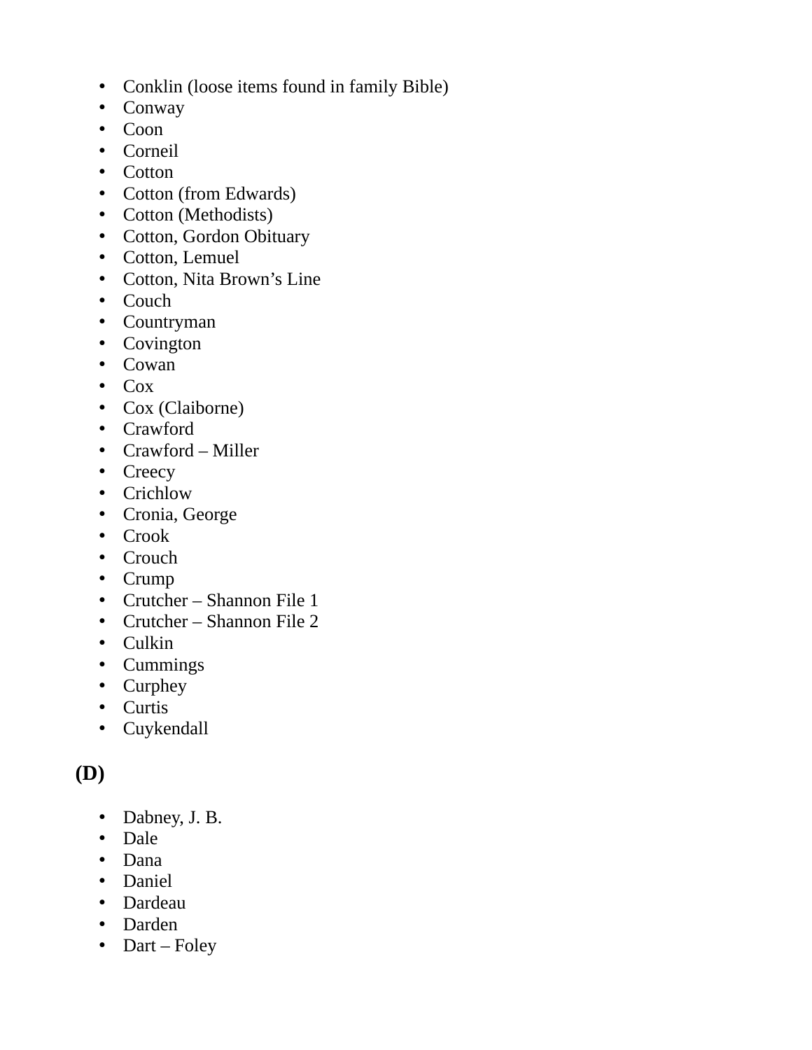- Conklin (loose items found in family Bible)
- Conway
- Coon
- Corneil
- Cotton
- Cotton (from Edwards)
- Cotton (Methodists)
- Cotton, Gordon Obituary
- Cotton, Lemuel
- Cotton, Nita Brown's Line
- Couch
- Countryman
- Covington
- Cowan
- Cox
- Cox (Claiborne)
- Crawford
- Crawford – Miller
- Creecy
- Crichlow
- Cronia, George
- Crook
- Crouch
- Crump
- Crutcher – Shannon File 1
- Crutcher – Shannon File 2
- Culkin
- Cummings
- Curphey
- Curtis
- Cuykendall

## (D)

- Dabney, J. B.
- Dale
- Dana
- Daniel
- Dardeau
- Darden
- Dart – Foley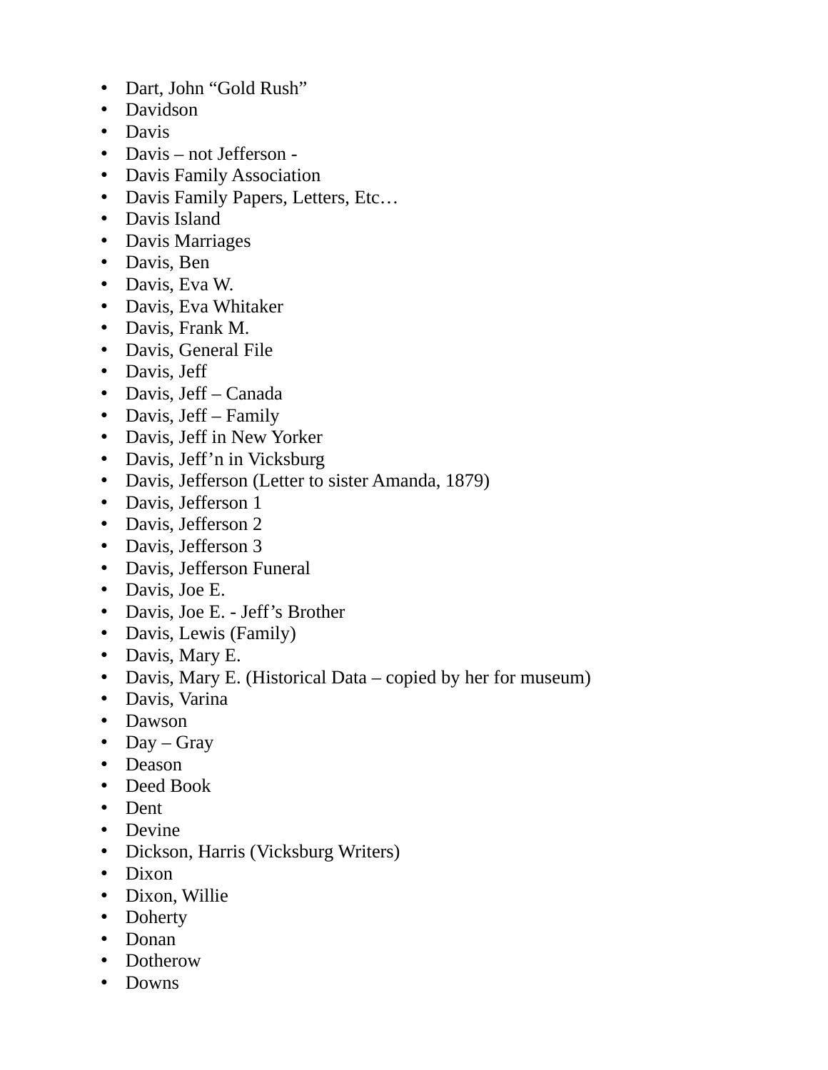- Dart, John “Gold Rush”
- Davidson
- Davis
- Davis – not Jefferson -
- Davis Family Association
- Davis Family Papers, Letters, Etc…
- Davis Island
- Davis Marriages
- Davis, Ben
- Davis, Eva W.
- Davis, Eva Whitaker
- Davis, Frank M.
- Davis, General File
- Davis, Jeff
- Davis, Jeff – Canada
- Davis, Jeff – Family
- Davis, Jeff in New Yorker
- Davis, Jeff’n in Vicksburg
- Davis, Jefferson (Letter to sister Amanda, 1879)
- Davis, Jefferson 1
- Davis, Jefferson 2
- Davis, Jefferson 3
- Davis, Jefferson Funeral
- Davis, Joe E.
- Davis, Joe E. - Jeff’s Brother
- Davis, Lewis (Family)
- Davis, Mary E.
- Davis, Mary E. (Historical Data – copied by her for museum)
- Davis, Varina
- Dawson
- Day – Gray
- Deason
- Deed Book
- Dent
- Devine
- Dickson, Harris (Vicksburg Writers)
- Dixon
- Dixon, Willie
- Doherty
- Donan
- Dotherow
- Downs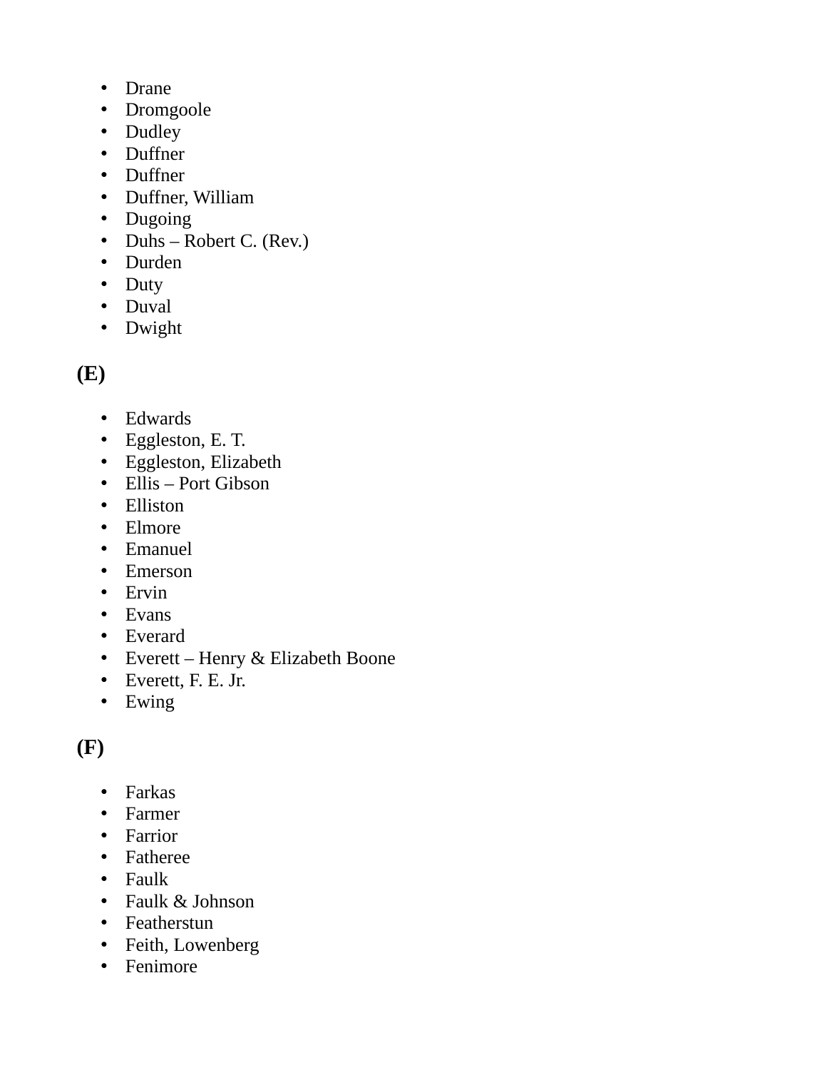- Drane
- Dromgoole
- Dudley
- Duffner
- Duffner
- Duffner, William
- Dugoing
- Duhs – Robert C. (Rev.)
- Durden
- Duty
- Duval
- Dwight

## (E)

- Edwards
- Eggleston, E. T.
- Eggleston, Elizabeth
- Ellis – Port Gibson
- Elliston
- Elmore
- Emanuel
- Emerson
- Ervin
- Evans
- Everard
- Everett – Henry & Elizabeth Boone
- Everett, F. E. Jr.
- Ewing

## (F)

- Farkas
- Farmer
- Farrior
- Fatheree
- Faulk
- Faulk & Johnson
- Featherstun
- Feith, Lowenberg
- Fenimore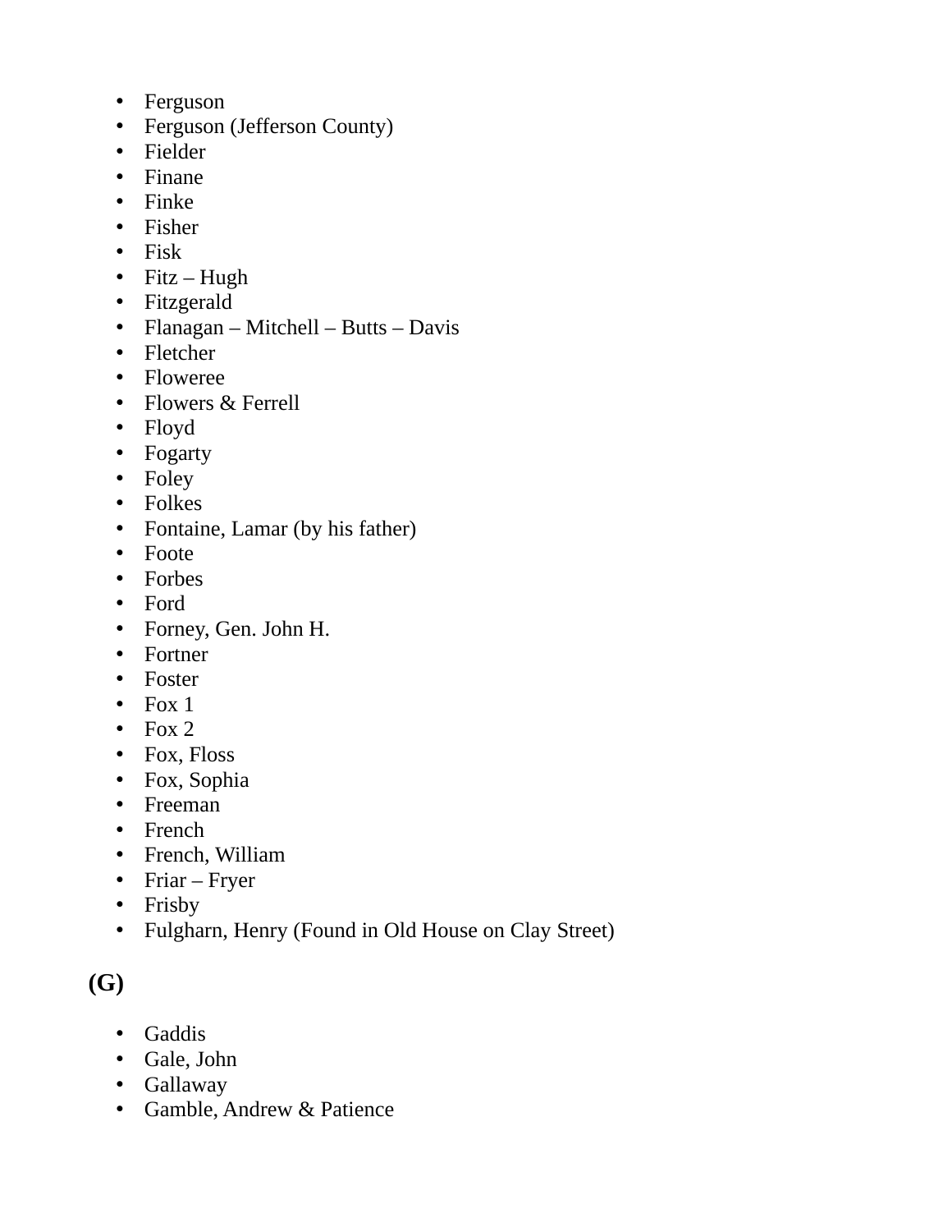- Ferguson
- Ferguson (Jefferson County)
- Fielder
- Finane
- Finke
- Fisher
- Fisk
- Fitz – Hugh
- Fitzgerald
- Flanagan – Mitchell – Butts – Davis
- Fletcher
- Floweree
- Flowers & Ferrell
- Floyd
- Fogarty
- Foley
- Folkes
- Fontaine, Lamar (by his father)
- Foote
- Forbes
- Ford
- Forney, Gen. John H.
- Fortner
- Foster
- Fox 1
- Fox 2
- Fox, Floss
- Fox, Sophia
- Freeman
- French
- French, William
- Friar – Fryer
- Frisby
- Fulgharn, Henry (Found in Old House on Clay Street)

## (G)

- Gaddis
- Gale, John
- Gallaway
- Gamble, Andrew & Patience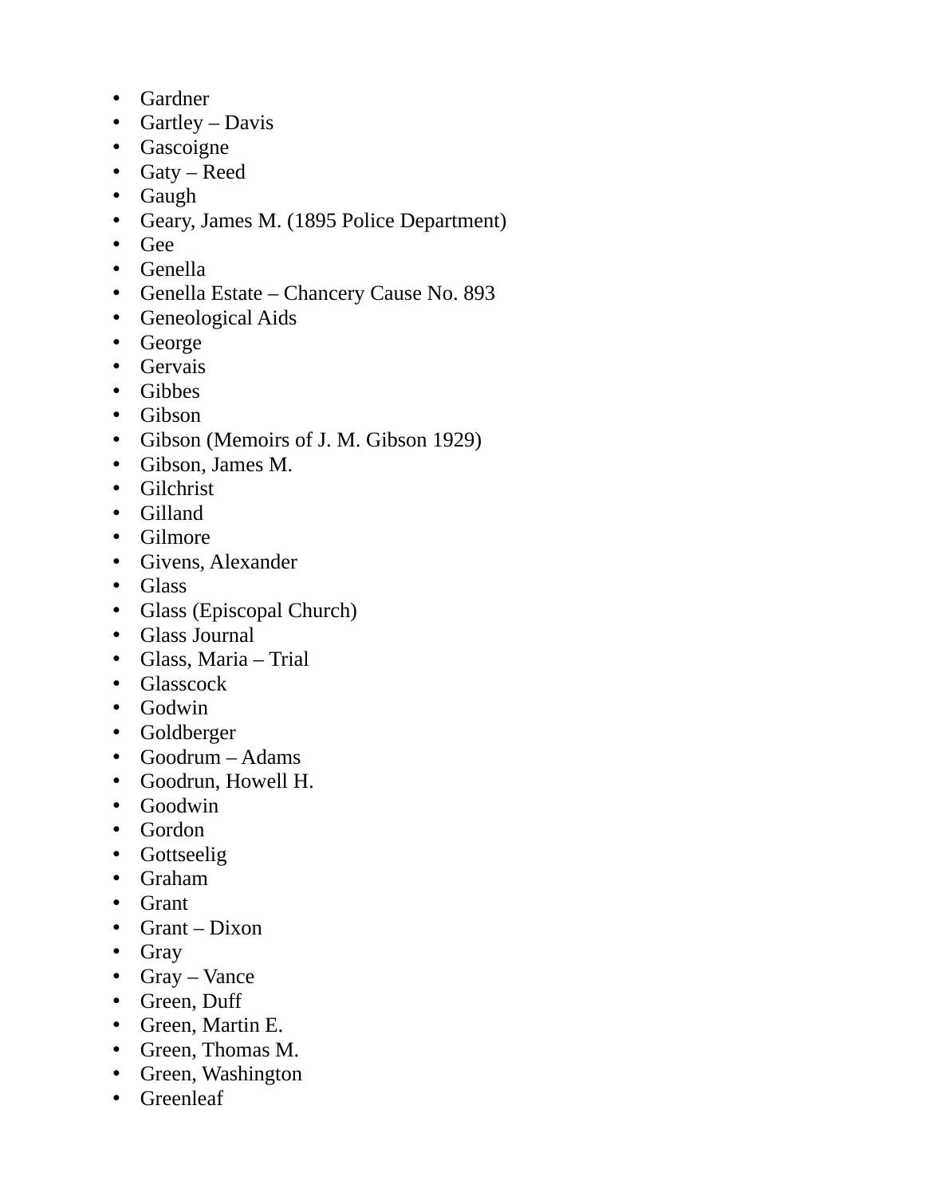- Gardner
- Gartley – Davis
- Gascoigne
- Gaty – Reed
- Gaugh
- Geary, James M. (1895 Police Department)
- Gee
- Genella
- Genella Estate – Chancery Cause No. 893
- Geneological Aids
- George
- Gervais
- Gibbes
- Gibson
- Gibson (Memoirs of J. M. Gibson 1929)
- Gibson, James M.
- Gilchrist
- Gilland
- Gilmore
- Givens, Alexander
- Glass
- Glass (Episcopal Church)
- Glass Journal
- Glass, Maria – Trial
- Glasscock
- Godwin
- Goldberger
- Goodrum – Adams
- Goodrun, Howell H.
- Goodwin
- Gordon
- Gottseelig
- Graham
- Grant
- Grant – Dixon
- Gray
- Gray – Vance
- Green, Duff
- Green, Martin E.
- Green, Thomas M.
- Green, Washington
- Greenleaf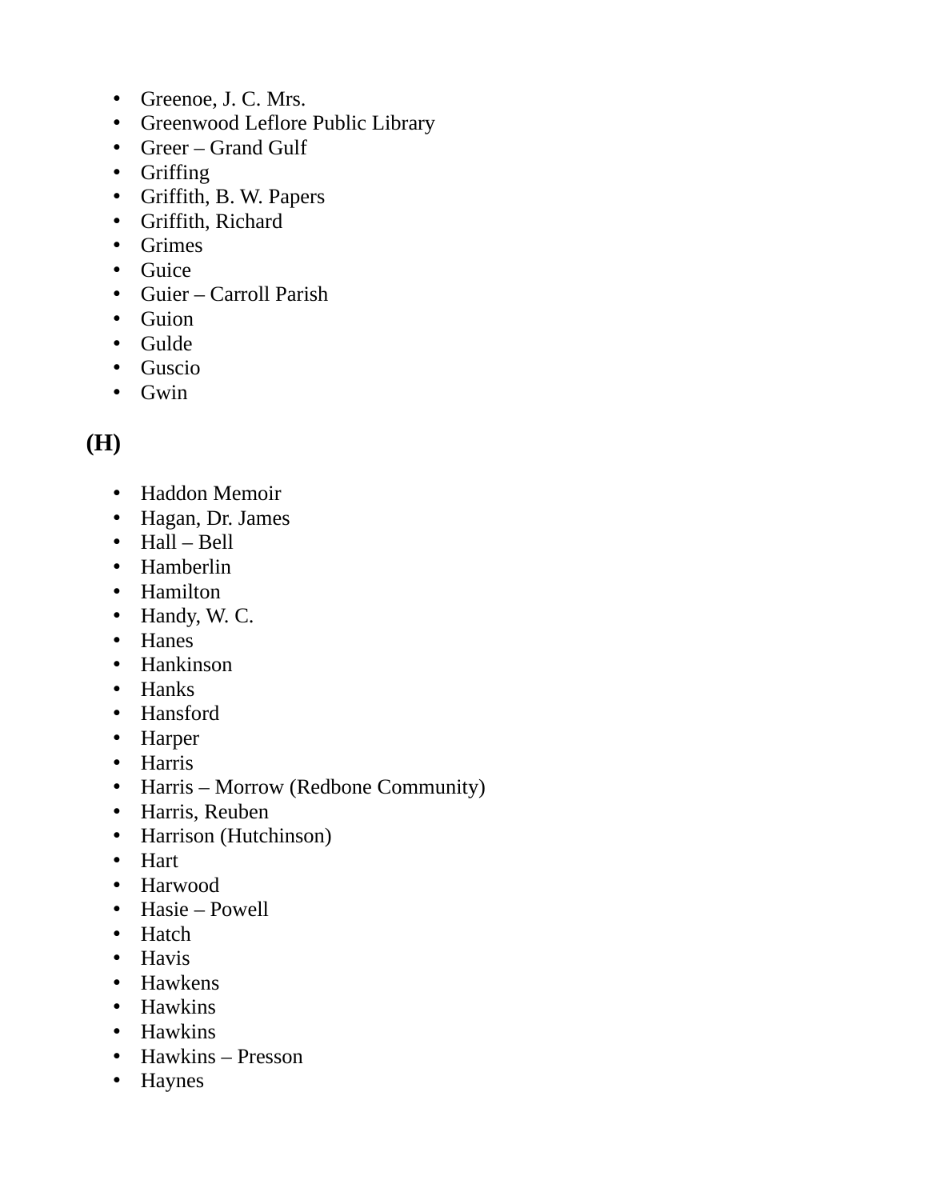- Greenoe, J. C. Mrs.
- Greenwood Leflore Public Library
- Greer – Grand Gulf
- Griffing
- Griffith, B. W. Papers
- Griffith, Richard
- Grimes
- Guice
- Guier – Carroll Parish
- Guion
- Gulde
- Guscio
- Gwin

**(H)**

- Haddon Memoir
- Hagan, Dr. James
- Hall – Bell
- Hamberlin
- Hamilton
- Handy, W. C.
- Hanes
- Hankinson
- Hanks
- Hansford
- Harper
- Harris
- Harris – Morrow (Redbone Community)
- Harris, Reuben
- Harrison (Hutchinson)
- Hart
- Harwood
- Hasie – Powell
- Hatch
- Havis
- Hawkens
- Hawkins
- Hawkins
- Hawkins – Presson
- Haynes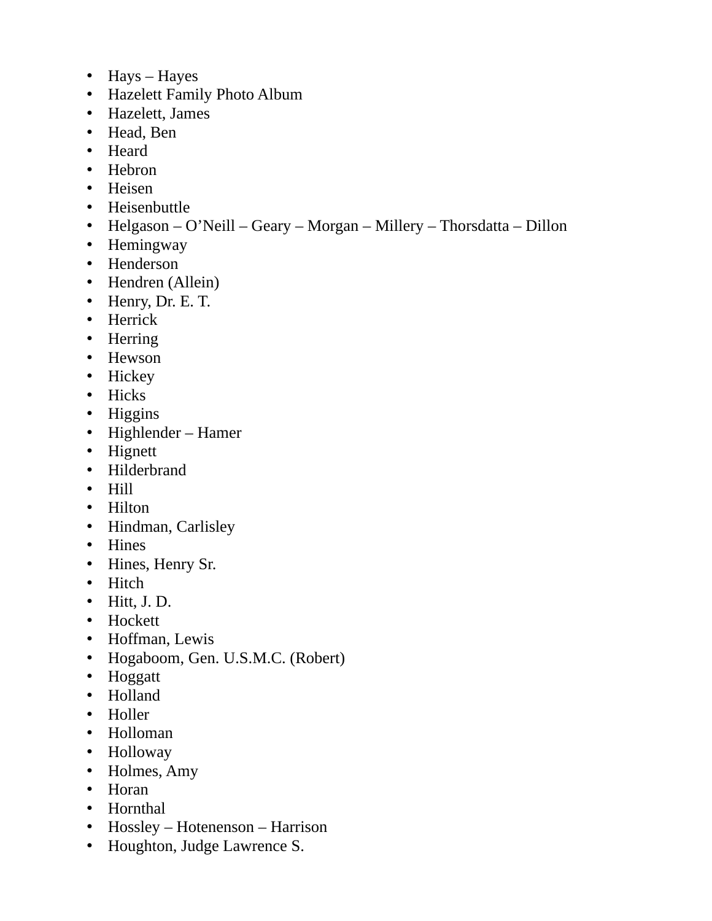- Hays – Hayes
- Hazelett Family Photo Album
- Hazelett, James
- Head, Ben
- Heard
- Hebron
- Heisen
- Heisenbuttle
- Helgason – O’Neill – Geary – Morgan – Millery – Thorsdatta – Dillon
- Hemingway
- Henderson
- Hendren (Allein)
- Henry, Dr. E. T.
- Herrick
- Herring
- Hewson
- Hickey
- Hicks
- Higgins
- Highlender – Hamer
- Hignett
- Hilderbrand
- Hill
- Hilton
- Hindman, Carlisley
- Hines
- Hines, Henry Sr.
- Hitch
- Hitt, J. D.
- Hockett
- Hoffman, Lewis
- Hogaboom, Gen. U.S.M.C. (Robert)
- Hoggatt
- Holland
- Holler
- Holloman
- Holloway
- Holmes, Amy
- Horan
- Hornthal
- Hossley – Hotenenson – Harrison
- Houghton, Judge Lawrence S.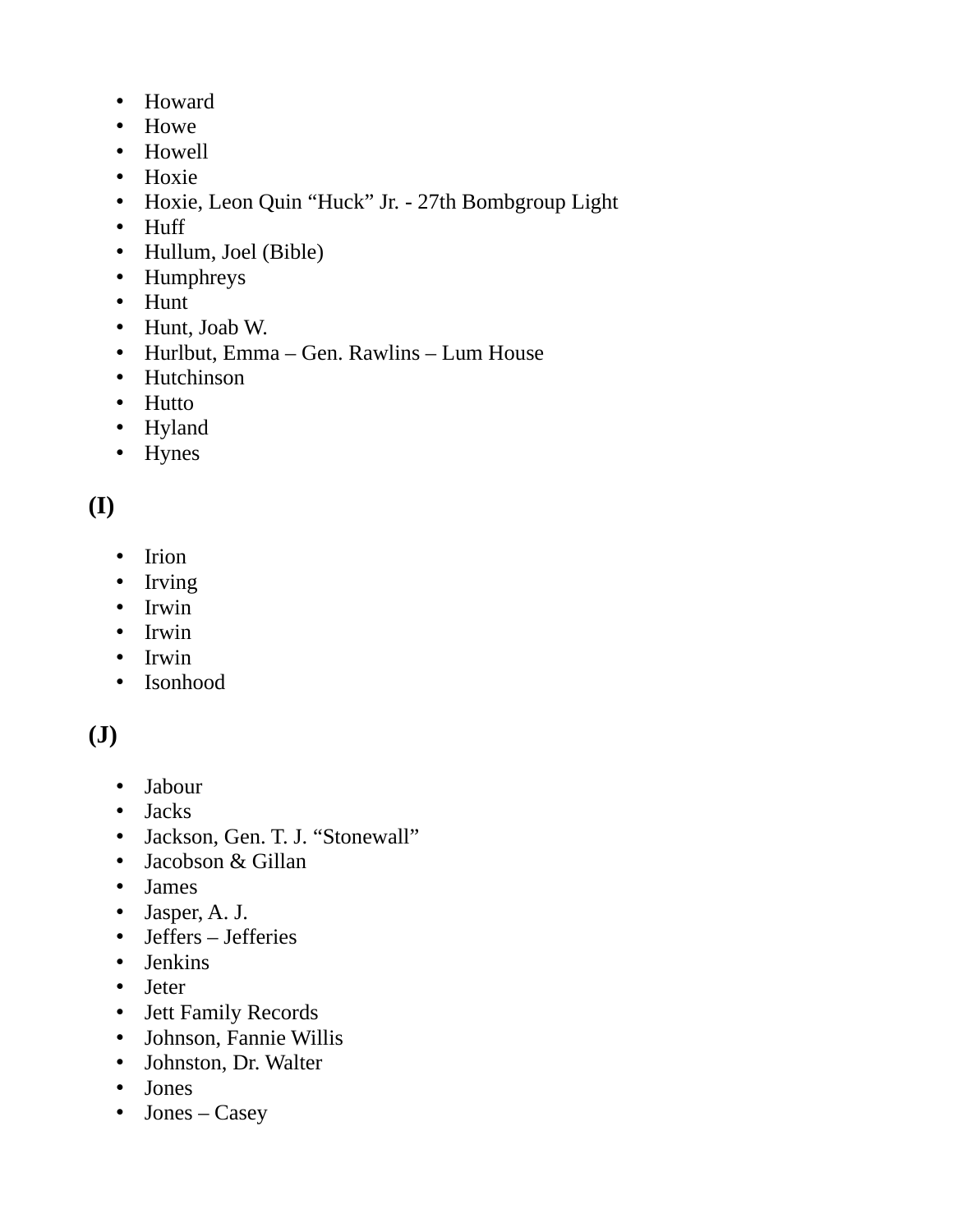- Howard
- Howe
- Howell
- Hoxie
- Hoxie, Leon Quin “Huck” Jr. - 27th Bombgroup Light
- Huff
- Hullum, Joel (Bible)
- Humphreys
- Hunt
- Hunt, Joab W.
- Hurlbut, Emma – Gen. Rawlins – Lum House
- Hutchinson
- Hutto
- Hyland
- Hynes

**(I)**

- Irion
- Irving
- Irwin
- Irwin
- Irwin
- Isonhood

**(J)**

- Jabour
- Jacks
- Jackson, Gen. T. J. “Stonewall”
- Jacobson & Gillan
- James
- Jasper, A. J.
- Jeffers – Jefferies
- Jenkins
- Jeter
- Jett Family Records
- Johnson, Fannie Willis
- Johnston, Dr. Walter
- Jones
- Jones – Casey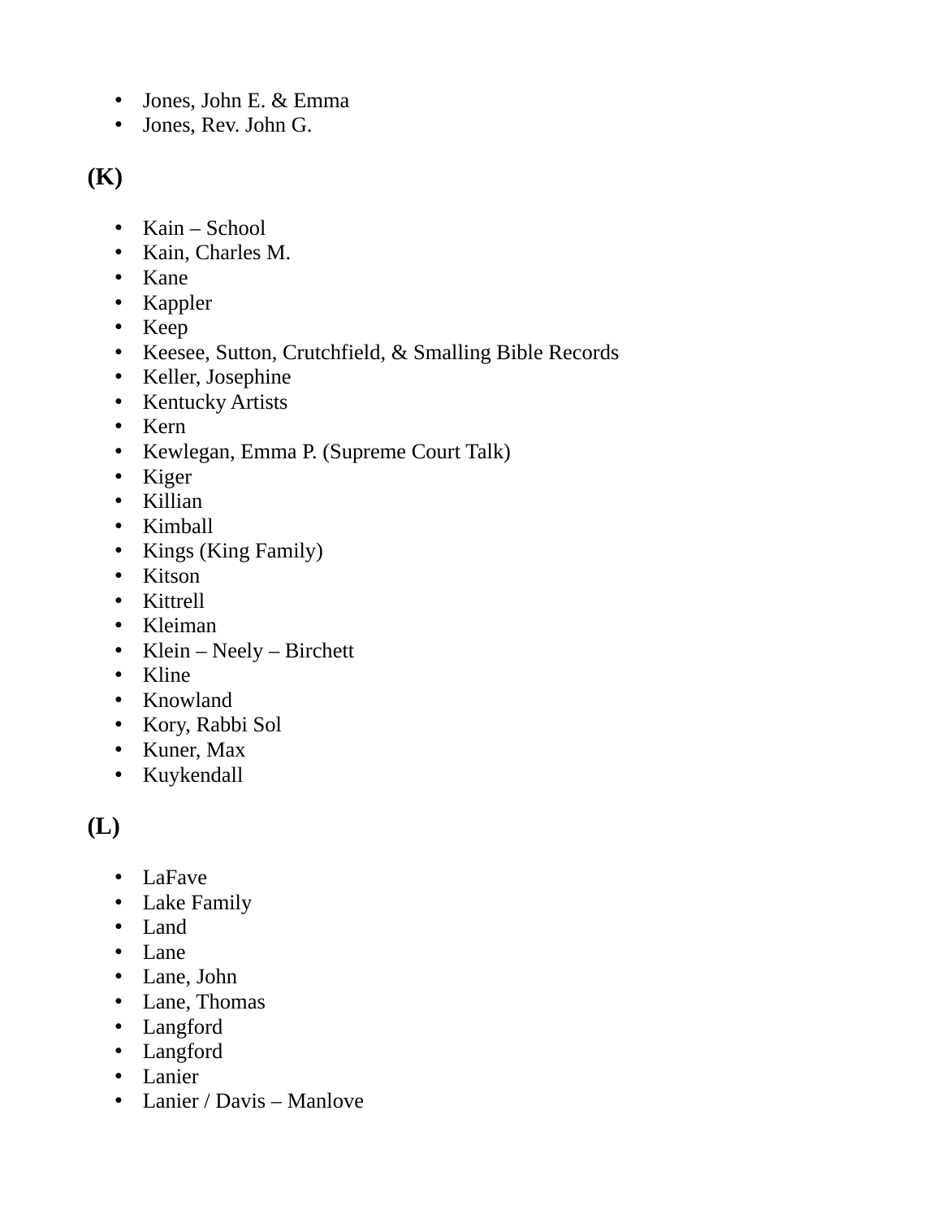- Jones, John E. & Emma
- Jones, Rev. John G.

## (K)

- Kain – School
- Kain, Charles M.
- Kane
- Kappler
- Keep
- Keesee, Sutton, Crutchfield, & Smalling Bible Records
- Keller, Josephine
- Kentucky Artists
- Kern
- Kewlegan, Emma P. (Supreme Court Talk)
- Kiger
- Killian
- Kimball
- Kings (King Family)
- Kitson
- Kittrell
- Kleiman
- Klein – Neely – Birchett
- Kline
- Knowland
- Kory, Rabbi Sol
- Kuner, Max
- Kuykendall

## (L)

- LaFave
- Lake Family
- Land
- Lane
- Lane, John
- Lane, Thomas
- Langford
- Langford
- Lanier
- Lanier / Davis – Manlove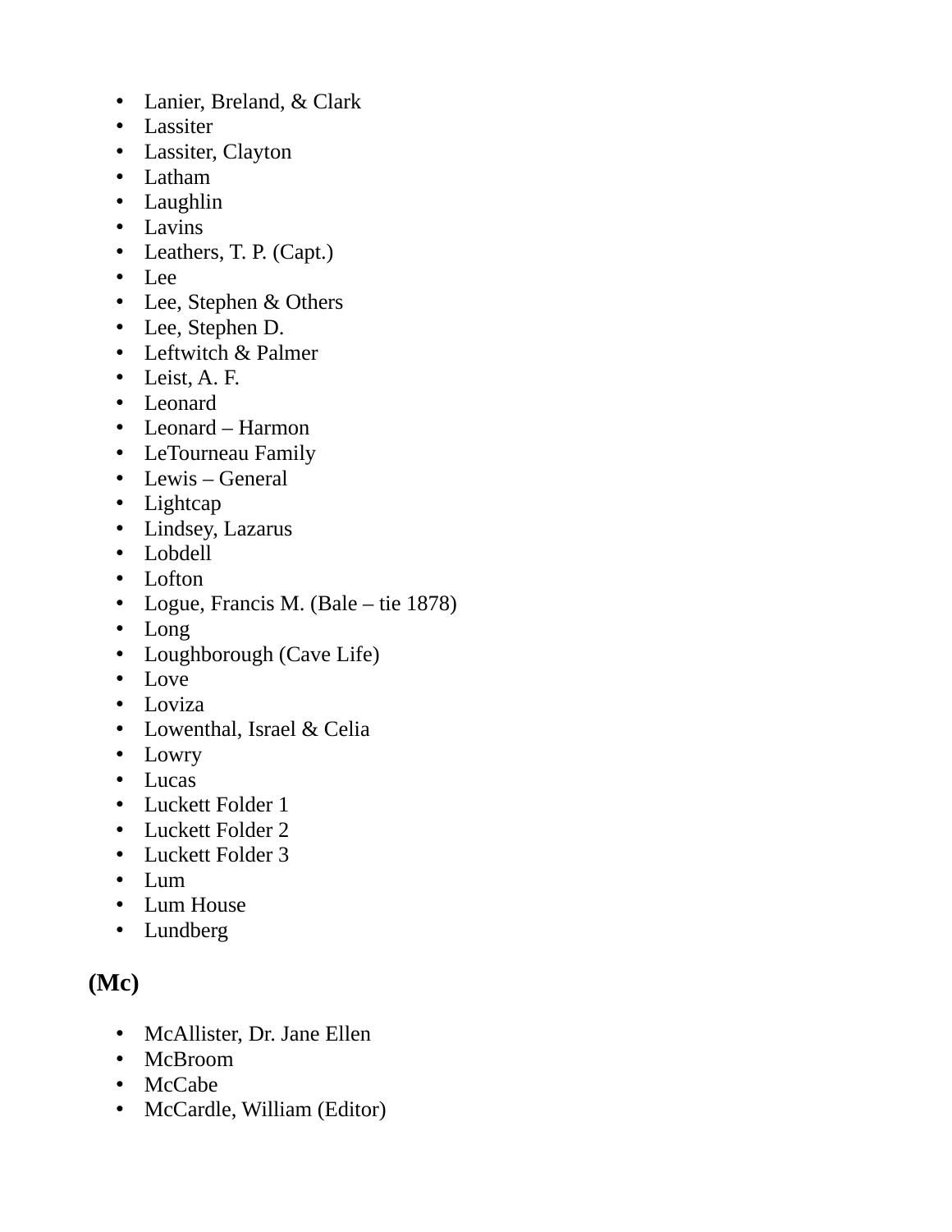- Lanier, Breland, & Clark
- Lassiter
- Lassiter, Clayton
- Latham
- Laughlin
- Lavins
- Leathers, T. P. (Capt.)
- Lee
- Lee, Stephen & Others
- Lee, Stephen D.
- Leftwitch & Palmer
- Leist, A. F.
- Leonard
- Leonard – Harmon
- LeTourneau Family
- Lewis – General
- Lightcap
- Lindsey, Lazarus
- Lobdell
- Lofton
- Logue, Francis M. (Bale – tie 1878)
- Long
- Loughborough (Cave Life)
- Love
- Loviza
- Lowenthal, Israel & Celia
- Lowry
- Lucas
- Luckett Folder 1
- Luckett Folder 2
- Luckett Folder 3
- Lum
- Lum House
- Lundberg

## (Mc)

- McAllister, Dr. Jane Ellen
- McBroom
- McCabe
- McCardle, William (Editor)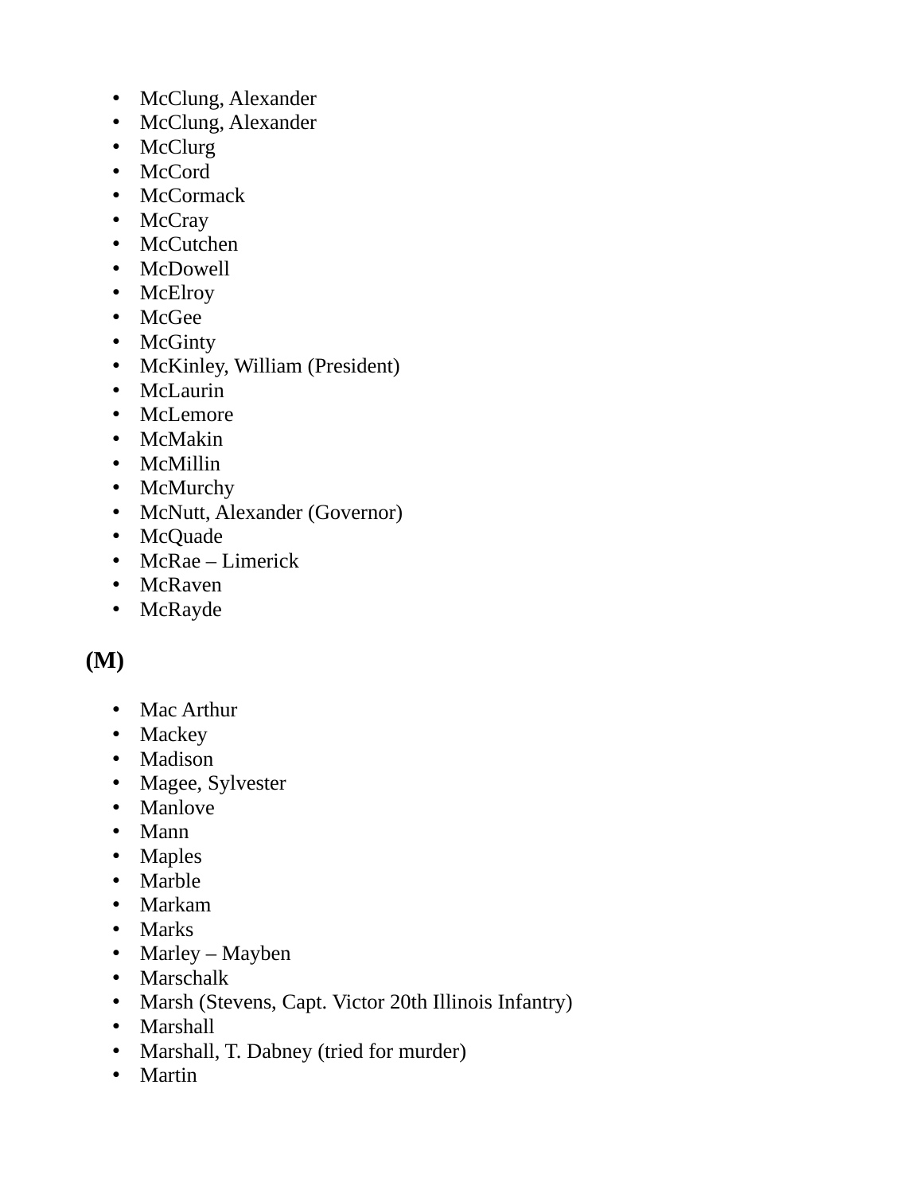- McClung, Alexander
- McClung, Alexander
- McClurg
- McCord
- McCormack
- McCray
- McCutchen
- McDowell
- McElroy
- McGee
- McGinty
- McKinley, William (President)
- McLaurin
- McLemore
- McMakin
- McMillin
- McMurchy
- McNutt, Alexander (Governor)
- McQuade
- McRae – Limerick
- McRaven
- McRayde

**(M)**

- Mac Arthur
- Mackey
- Madison
- Magee, Sylvester
- Manlove
- Mann
- Maples
- Marble
- Markam
- Marks
- Marley – Mayben
- Marschalk
- Marsh (Stevens, Capt. Victor 20th Illinois Infantry)
- Marshall
- Marshall, T. Dabney (tried for murder)
- Martin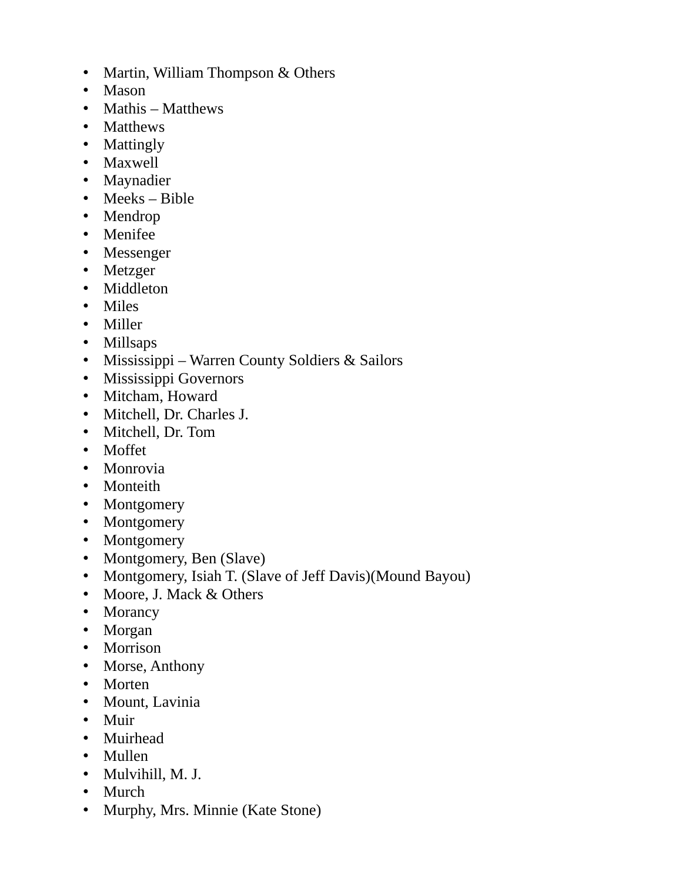- Martin, William Thompson & Others
- Mason
- Mathis – Matthews
- Matthews
- Mattingly
- Maxwell
- Maynadier
- Meeks – Bible
- Mendrop
- Menifee
- Messenger
- Metzger
- Middleton
- Miles
- Miller
- Millsaps
- Mississippi – Warren County Soldiers & Sailors
- Mississippi Governors
- Mitcham, Howard
- Mitchell, Dr. Charles J.
- Mitchell, Dr. Tom
- Moffet
- Monrovia
- Monteith
- Montgomery
- Montgomery
- Montgomery
- Montgomery, Ben (Slave)
- Montgomery, Isiah T. (Slave of Jeff Davis)(Mound Bayou)
- Moore, J. Mack & Others
- Morancy
- Morgan
- Morrison
- Morse, Anthony
- Morten
- Mount, Lavinia
- Muir
- Muirhead
- Mullen
- Mulvihill, M. J.
- Murch
- Murphy, Mrs. Minnie (Kate Stone)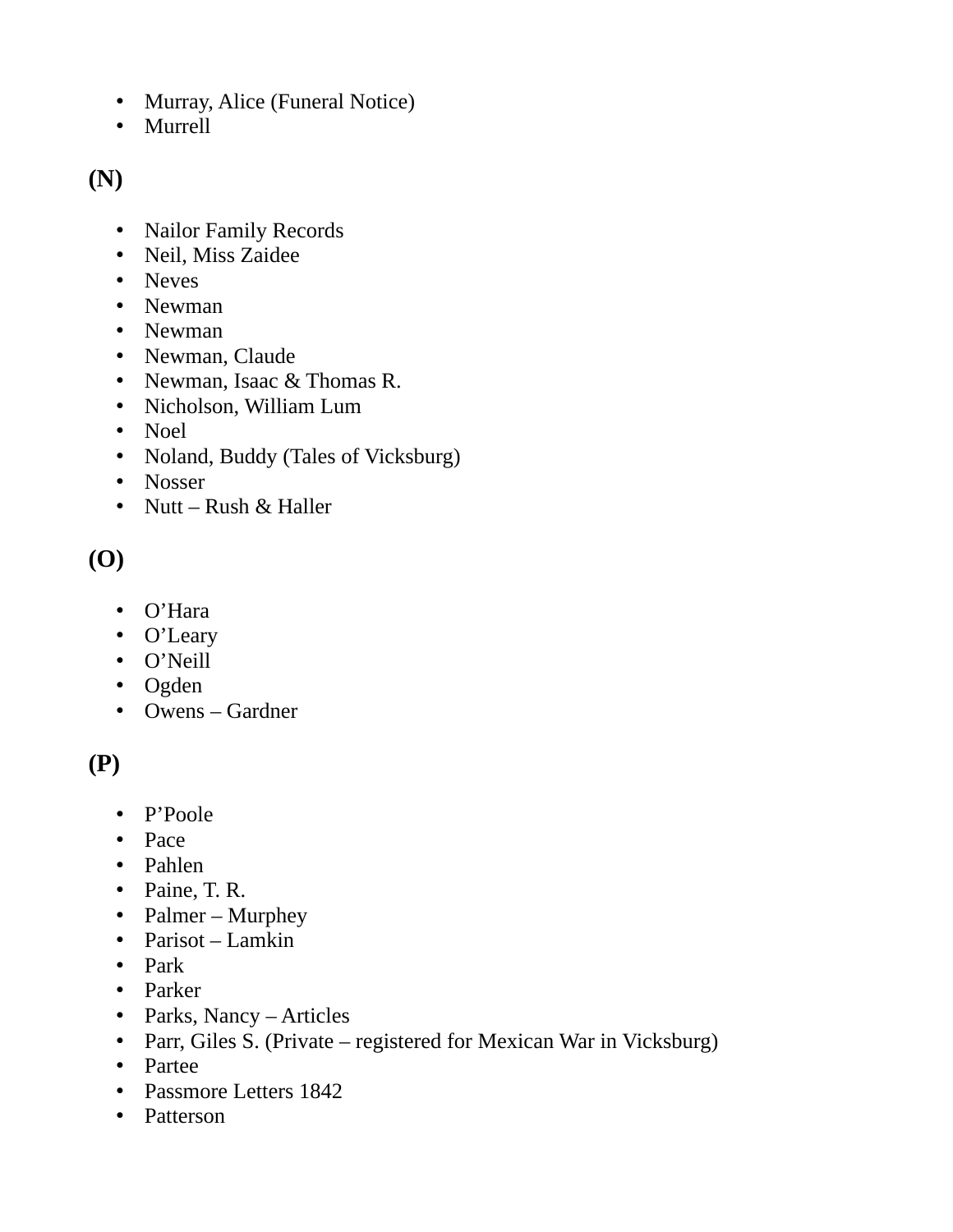- Murray, Alice (Funeral Notice)
- Murrell

**(N)**

- Nailor Family Records
- Neil, Miss Zaidee
- Neves
- Newman
- Newman
- Newman, Claude
- Newman, Isaac & Thomas R.
- Nicholson, William Lum
- Noel
- Noland, Buddy (Tales of Vicksburg)
- Nosser
- Nutt – Rush & Haller

**(O)**

- O’Hara
- O’Leary
- O’Neill
- Ogden
- Owens – Gardner

**(P)**

- P’Poole
- Pace
- Pahlen
- Paine, T. R.
- Palmer – Murphey
- Parisot – Lamkin
- Park
- Parker
- Parks, Nancy – Articles
- Parr, Giles S. (Private – registered for Mexican War in Vicksburg)
- Partee
- Passmore Letters 1842
- Patterson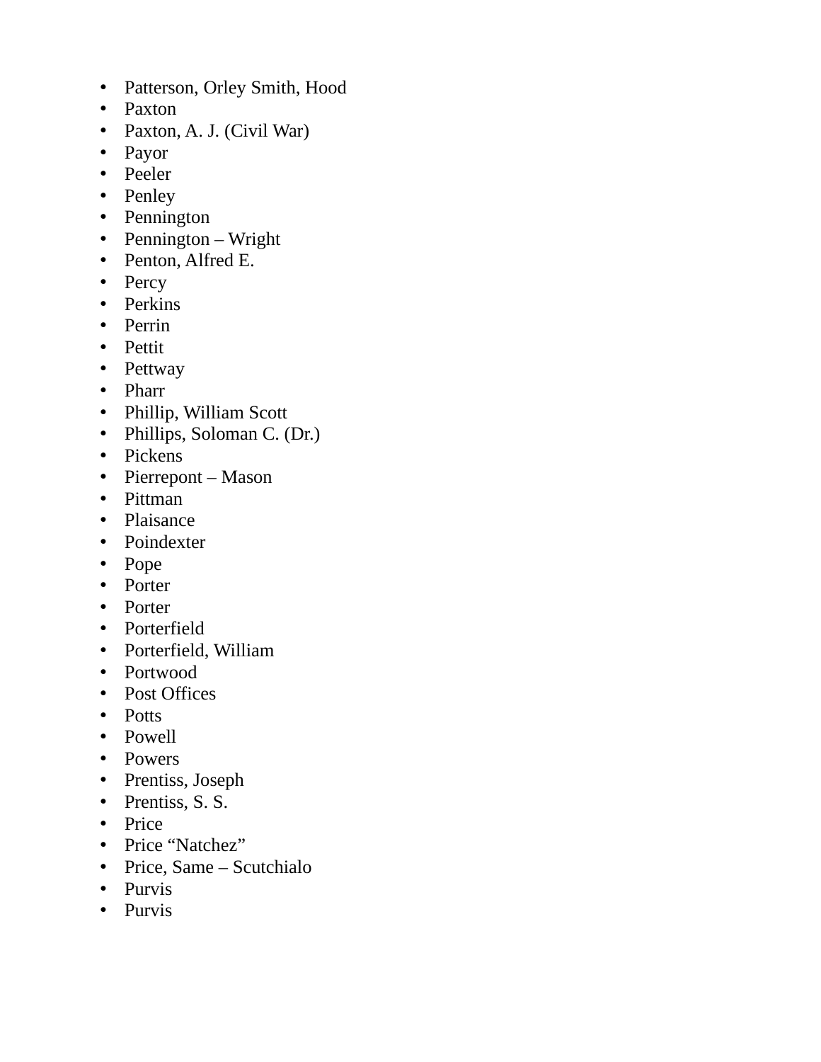- Patterson, Orley Smith, Hood
- Paxton
- Paxton, A. J. (Civil War)
- Payor
- Peeler
- Penley
- Pennington
- Pennington – Wright
- Penton, Alfred E.
- Percy
- Perkins
- Perrin
- Pettit
- Pettway
- Pharr
- Phillip, William Scott
- Phillips, Soloman C. (Dr.)
- Pickens
- Pierrepont – Mason
- Pittman
- Plaisance
- Poindexter
- Pope
- Porter
- Porter
- Porterfield
- Porterfield, William
- Portwood
- Post Offices
- Potts
- Powell
- Powers
- Prentiss, Joseph
- Prentiss, S. S.
- Price
- Price "Natchez"
- Price, Same – Scutchialo
- Purvis
- Purvis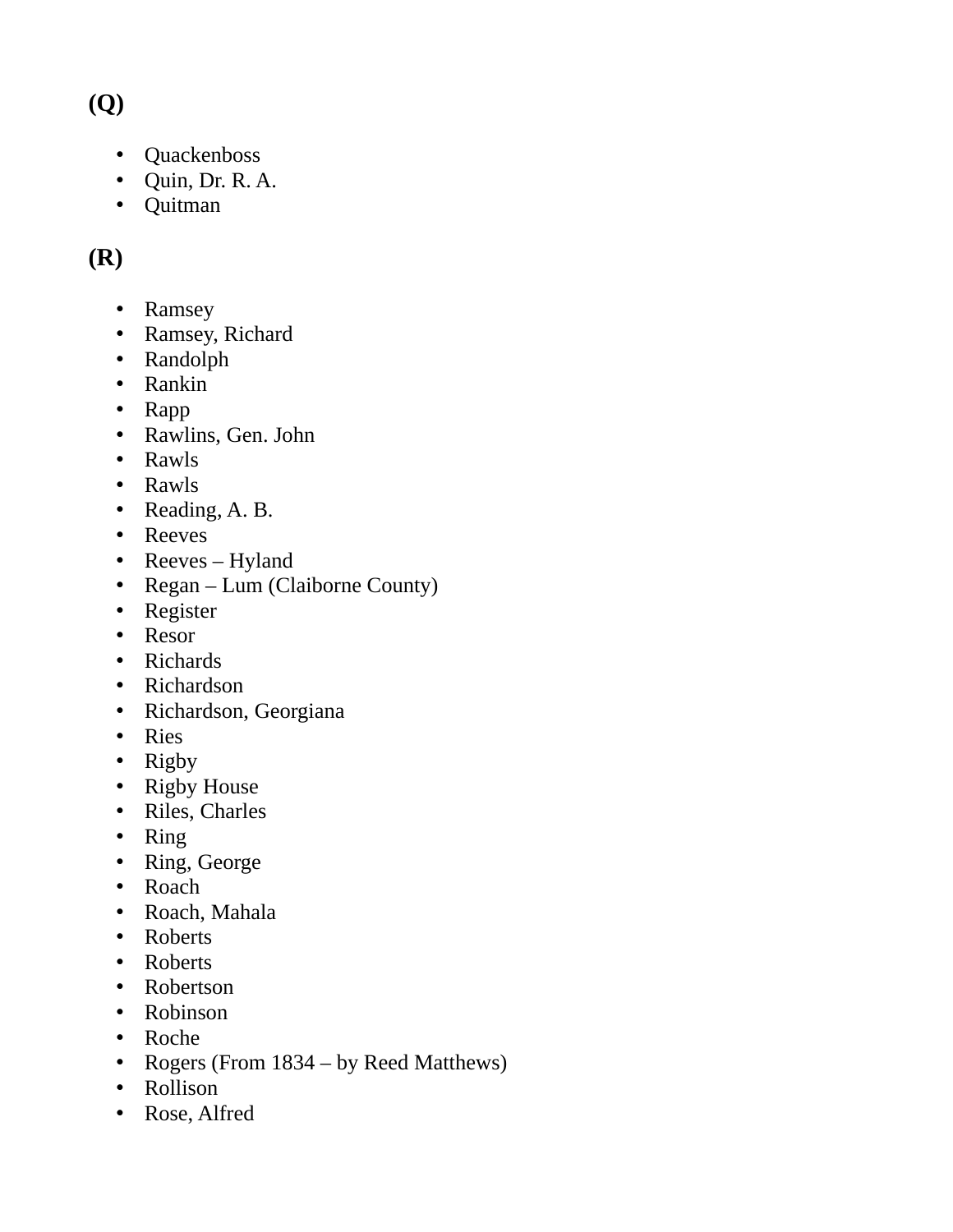## (Q)

- Quackenboss
- Quin, Dr. R. A.
- Quitman

## (R)

- Ramsey
- Ramsey, Richard
- Randolph
- Rankin
- Rapp
- Rawlins, Gen. John
- Rawls
- Rawls
- Reading, A. B.
- Reeves
- Reeves – Hyland
- Regan – Lum (Claiborne County)
- Register
- Resor
- Richards
- Richardson
- Richardson, Georgiana
- Ries
- Rigby
- Rigby House
- Riles, Charles
- Ring
- Ring, George
- Roach
- Roach, Mahala
- Roberts
- Roberts
- Robertson
- Robinson
- Roche
- Rogers (From 1834 – by Reed Matthews)
- Rollison
- Rose, Alfred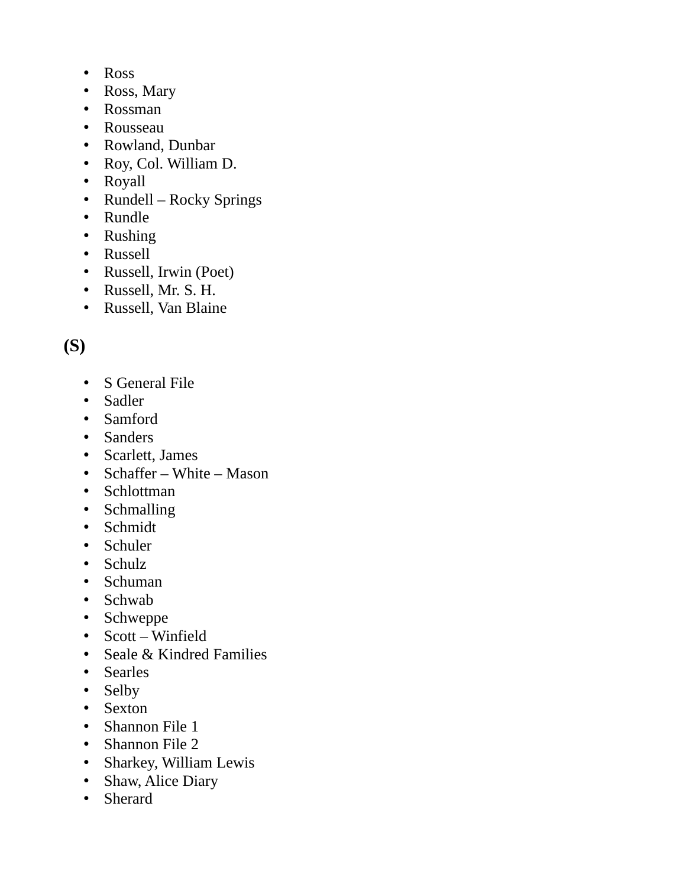- Ross
- Ross, Mary
- Rossman
- Rousseau
- Rowland, Dunbar
- Roy, Col. William D.
- Royall
- Rundell – Rocky Springs
- Rundle
- Rushing
- Russell
- Russell, Irwin (Poet)
- Russell, Mr. S. H.
- Russell, Van Blaine

**(S)**

- S General File
- Sadler
- Samford
- Sanders
- Scarlett, James
- Schaffer – White – Mason
- Schlottman
- Schmalling
- Schmidt
- Schuler
- Schulz
- Schuman
- Schwab
- Schweppe
- Scott – Winfield
- Seale & Kindred Families
- Searles
- Selby
- Sexton
- Shannon File 1
- Shannon File 2
- Sharkey, William Lewis
- Shaw, Alice Diary
- Sherard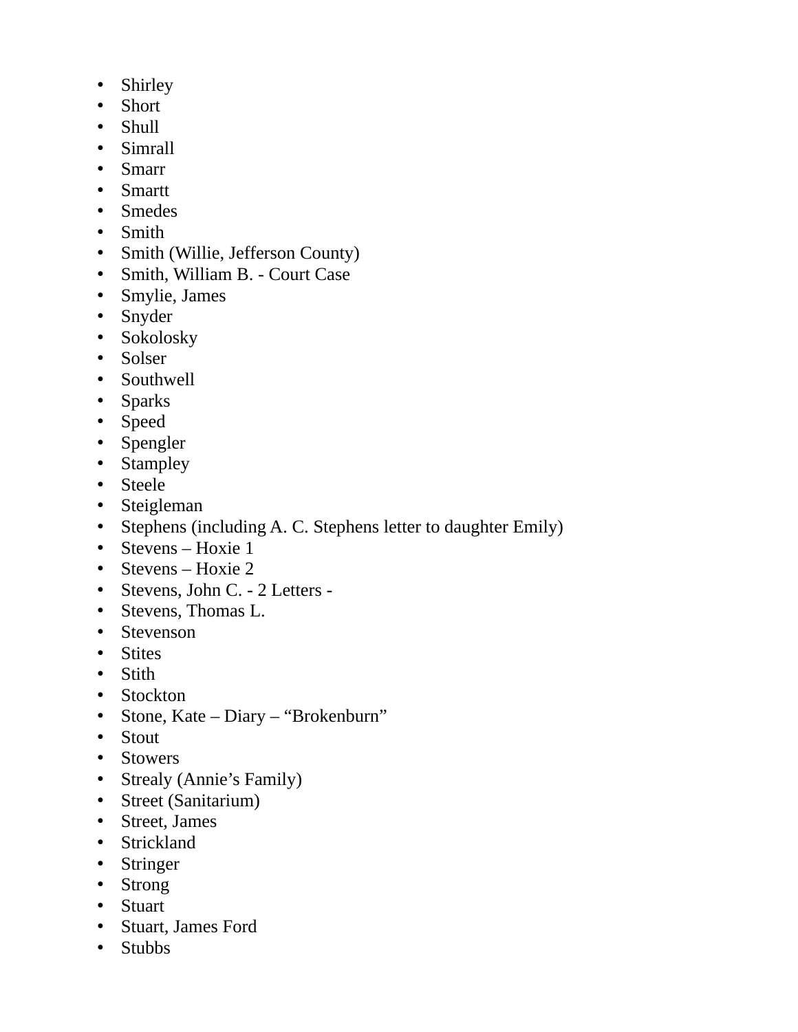- Shirley
- Short
- Shull
- Simrall
- Smarr
- Smartt
- Smedes
- Smith
- Smith (Willie, Jefferson County)
- Smith, William B. - Court Case
- Smylie, James
- Snyder
- Sokolosky
- Solser
- Southwell
- Sparks
- Speed
- Spengler
- Stampley
- Steele
- Steigleman
- Stephens (including A. C. Stephens letter to daughter Emily)
- Stevens – Hoxie 1
- Stevens – Hoxie 2
- Stevens, John C. - 2 Letters -
- Stevens, Thomas L.
- Stevenson
- Stites
- Stith
- Stockton
- Stone, Kate – Diary – "Brokenburn"
- Stout
- Stowers
- Strealy (Annie's Family)
- Street (Sanitarium)
- Street, James
- Strickland
- Stringer
- Strong
- Stuart
- Stuart, James Ford
- Stubbs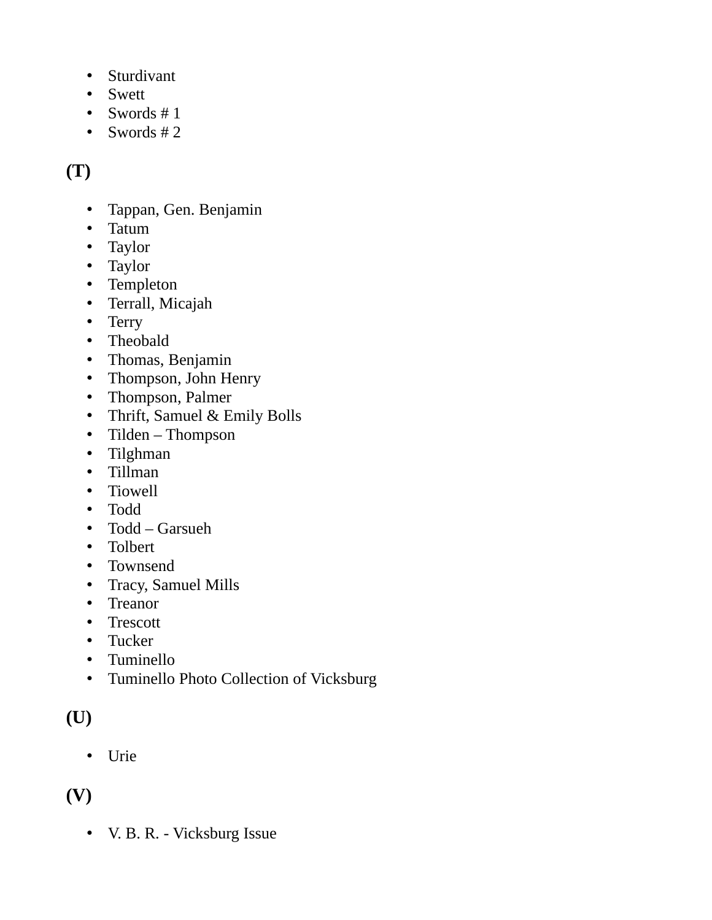- Sturdivant
- Swett
- Swords # 1
- Swords # 2

**(T)**

- Tappan, Gen. Benjamin
- Tatum
- Taylor
- Taylor
- Templeton
- Terrall, Micajah
- Terry
- Theobald
- Thomas, Benjamin
- Thompson, John Henry
- Thompson, Palmer
- Thrift, Samuel & Emily Bolls
- Tilden – Thompson
- Tilghman
- Tillman
- Tiowell
- Todd
- Todd – Garsueh
- Tolbert
- Townsend
- Tracy, Samuel Mills
- Treanor
- Trescott
- Tucker
- Tuminello
- Tuminello Photo Collection of Vicksburg

**(U)**

- Urie

**(V)**

- V. B. R. - Vicksburg Issue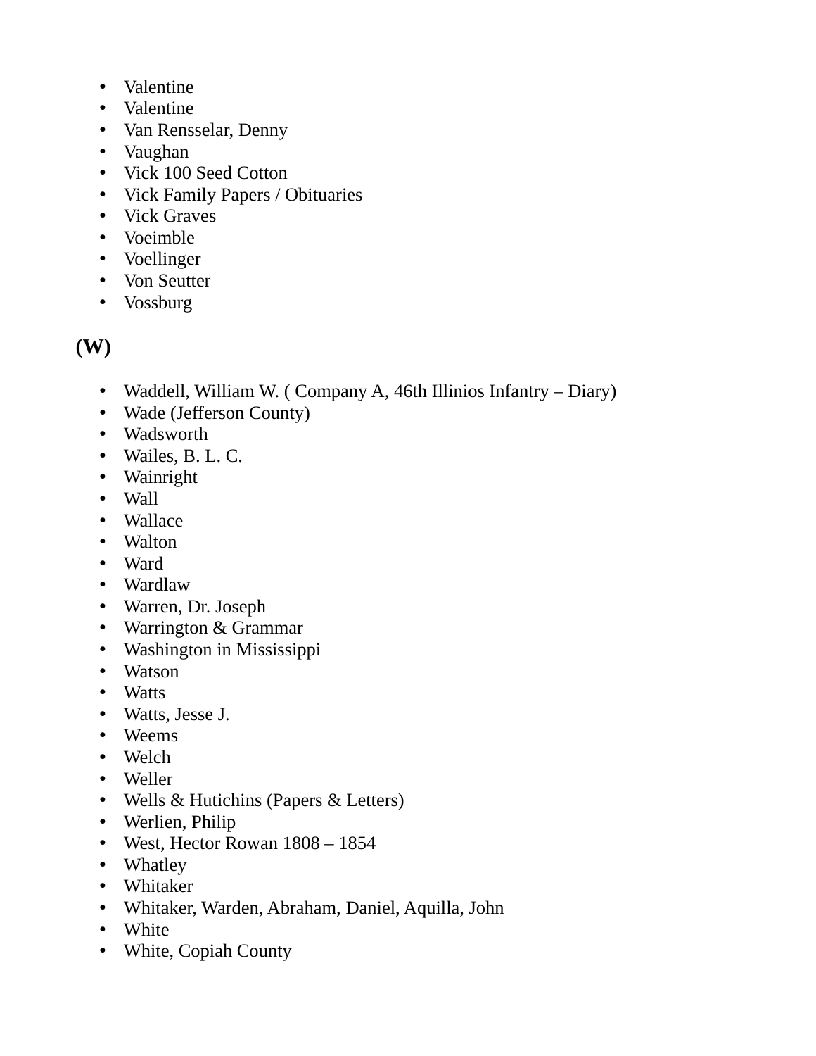- Valentine
- Valentine
- Van Rensselar, Denny
- Vaughan
- Vick 100 Seed Cotton
- Vick Family Papers / Obituaries
- Vick Graves
- Voeimble
- Voellinger
- Von Seutter
- Vossburg

## (W)

- Waddell, William W. ( Company A, 46th Illinios Infantry – Diary)
- Wade (Jefferson County)
- Wadsworth
- Wailes, B. L. C.
- Wainright
- Wall
- Wallace
- Walton
- Ward
- Wardlaw
- Warren, Dr. Joseph
- Warrington & Grammar
- Washington in Mississippi
- Watson
- Watts
- Watts, Jesse J.
- Weems
- Welch
- Weller
- Wells & Hutichins (Papers & Letters)
- Werlien, Philip
- West, Hector Rowan 1808 – 1854
- Whatley
- Whitaker
- Whitaker, Warden, Abraham, Daniel, Aquilla, John
- White
- White, Copiah County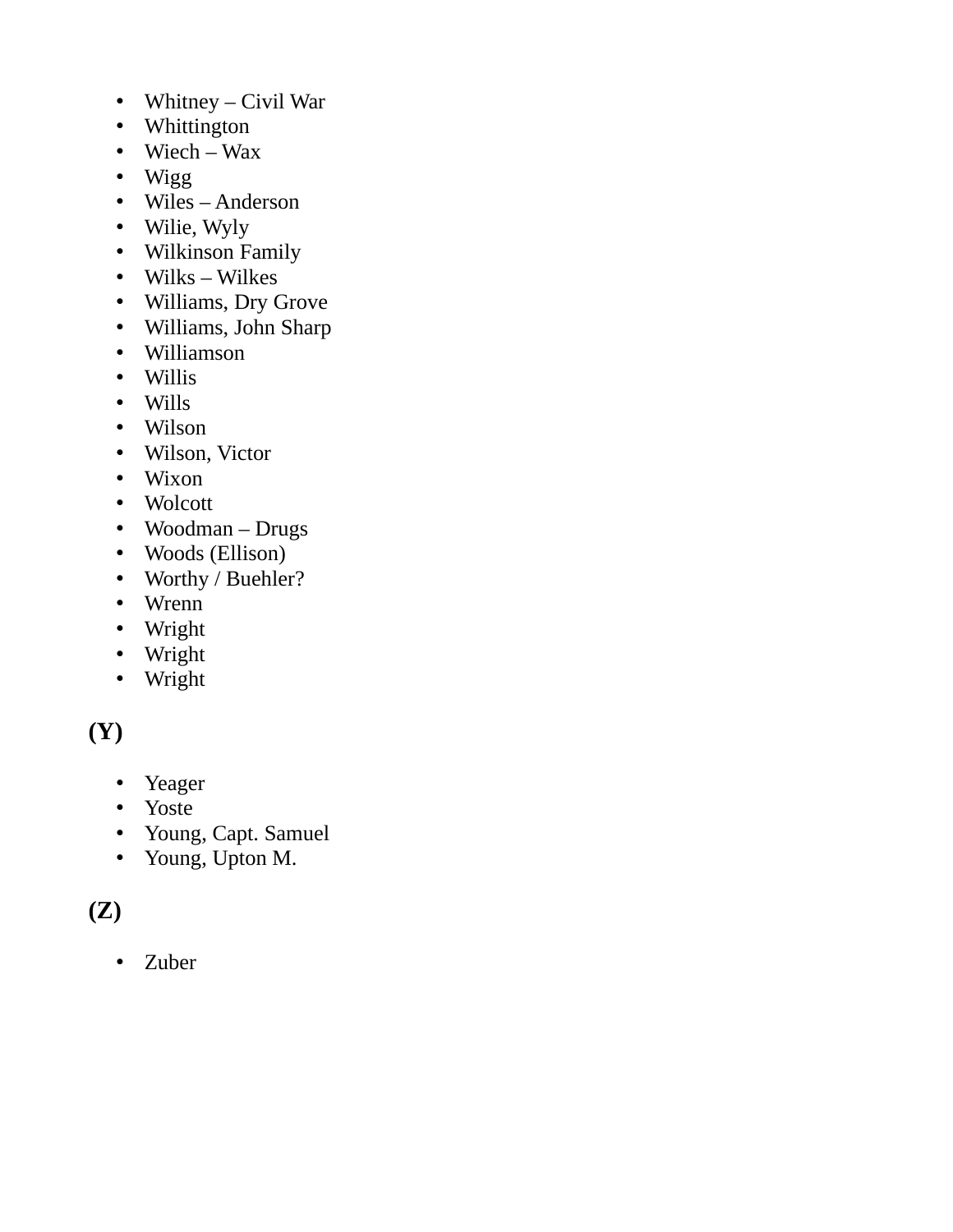- Whitney – Civil War
- Whittington
- Wiech – Wax
- Wigg
- Wiles – Anderson
- Wilie, Wyly
- Wilkinson Family
- Wilks – Wilkes
- Williams, Dry Grove
- Williams, John Sharp
- Williamson
- Willis
- Wills
- Wilson
- Wilson, Victor
- Wixon
- Wolcott
- Woodman – Drugs
- Woods (Ellison)
- Worthy / Buehler?
- Wrenn
- Wright
- Wright
- Wright

**(Y)**

- Yeager
- Yoste
- Young, Capt. Samuel
- Young, Upton M.

**(Z)**

- Zuber